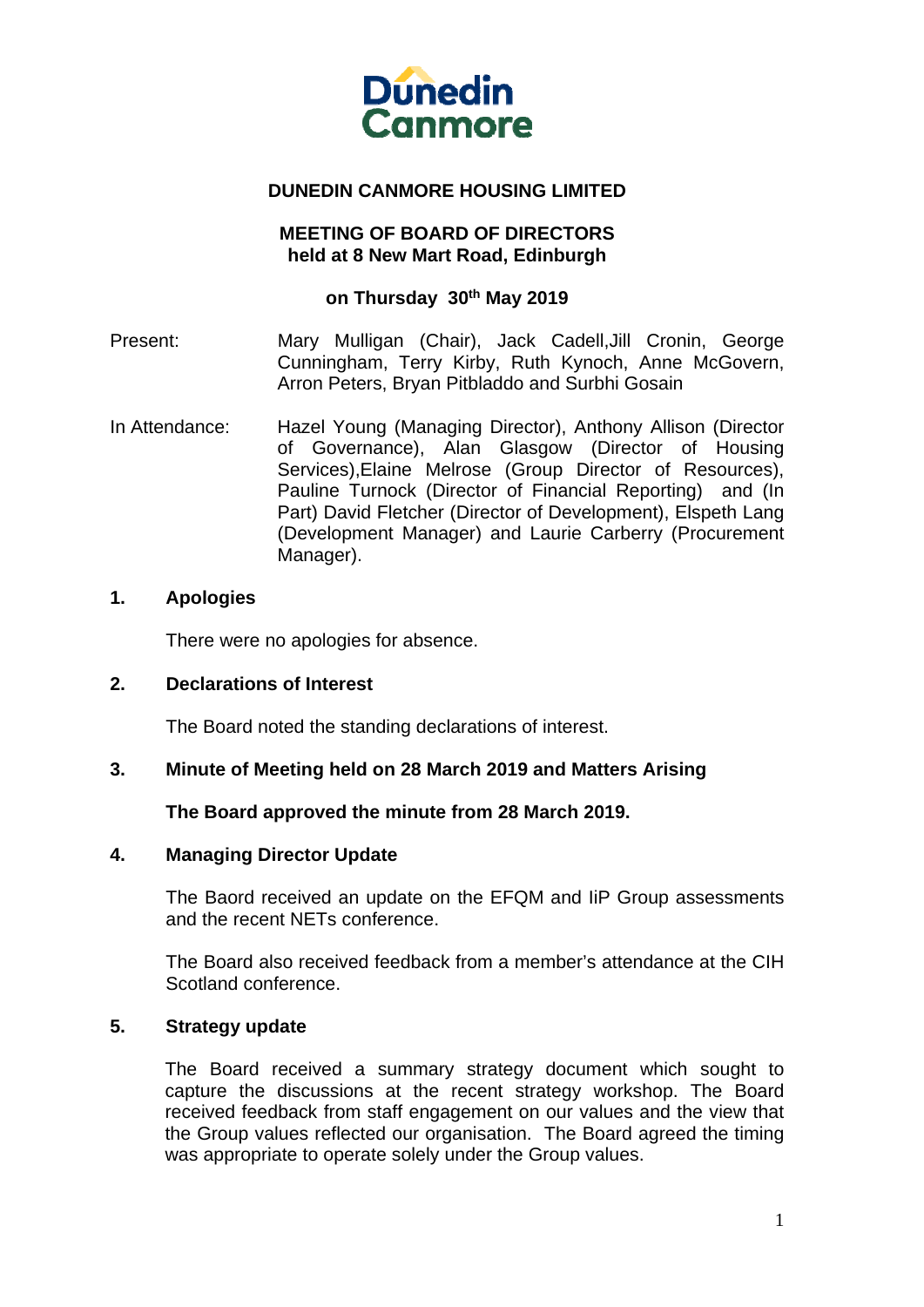**DUNEDIN CANMORE HOUSING LIMITED**

**MEETING OF BOARD OF DIRECTORS**
**held at 8 New Mart Road, Edinburgh**

**on Thursday 30th May 2019**

Present: Mary Mulligan (Chair), Jack Cadell,Jill Cronin, George Cunningham, Terry Kirby, Ruth Kynoch, Anne McGovern, Arron Peters, Bryan Pitbladdo and Surbhi Gosain

In Attendance: Hazel Young (Managing Director), Anthony Allison (Director of Governance), Alan Glasgow (Director of Housing Services),Elaine Melrose (Group Director of Resources), Pauline Turnock (Director of Financial Reporting) and (In Part) David Fletcher (Director of Development), Elspeth Lang (Development Manager) and Laurie Carberry (Procurement Manager).

## 1. Apologies

There were no apologies for absence.

## 2. Declarations of Interest

The Board noted the standing declarations of interest.

## 3. Minute of Meeting held on 28 March 2019 and Matters Arising

**The Board approved the minute from 28 March 2019.**

## 4. Managing Director Update

The Baord received an update on the EFQM and IiP Group assessments and the recent NETs conference.

The Board also received feedback from a member's attendance at the CIH Scotland conference.

## 5. Strategy update

The Board received a summary strategy document which sought to capture the discussions at the recent strategy workshop. The Board received feedback from staff engagement on our values and the view that the Group values reflected our organisation. The Board agreed the timing was appropriate to operate solely under the Group values.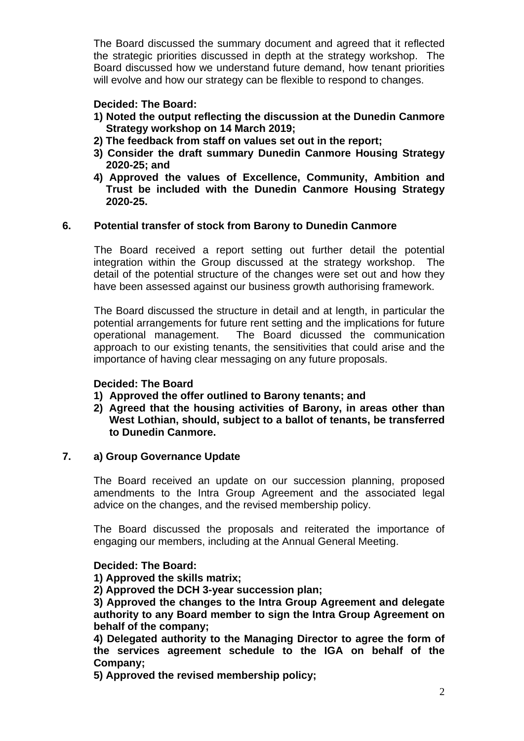The Board discussed the summary document and agreed that it reflected the strategic priorities discussed in depth at the strategy workshop. The Board discussed how we understand future demand, how tenant priorities will evolve and how our strategy can be flexible to respond to changes.

**Decided: The Board:**

1) **Noted the output reflecting the discussion at the Dunedin Canmore Strategy workshop on 14 March 2019;**
2) **The feedback from staff on values set out in the report;**
3) **Consider the draft summary Dunedin Canmore Housing Strategy 2020-25; and**
4) **Approved the values of Excellence, Community, Ambition and Trust be included with the Dunedin Canmore Housing Strategy 2020-25.**

## 6. Potential transfer of stock from Barony to Dunedin Canmore

The Board received a report setting out further detail the potential integration within the Group discussed at the strategy workshop. The detail of the potential structure of the changes were set out and how they have been assessed against our business growth authorising framework.

The Board discussed the structure in detail and at length, in particular the potential arrangements for future rent setting and the implications for future operational management. The Board dicussed the communication approach to our existing tenants, the sensitivities that could arise and the importance of having clear messaging on any future proposals.

**Decided: The Board**

1) **Approved the offer outlined to Barony tenants; and**
2) **Agreed that the housing activities of Barony, in areas other than West Lothian, should, subject to a ballot of tenants, be transferred to Dunedin Canmore.**

## 7. a) Group Governance Update

The Board received an update on our succession planning, proposed amendments to the Intra Group Agreement and the associated legal advice on the changes, and the revised membership policy.

The Board discussed the proposals and reiterated the importance of engaging our members, including at the Annual General Meeting.

**Decided: The Board:**

**1) Approved the skills matrix;**

**2) Approved the DCH 3-year succession plan;**

**3) Approved the changes to the Intra Group Agreement and delegate authority to any Board member to sign the Intra Group Agreement on behalf of the company;**

**4) Delegated authority to the Managing Director to agree the form of the services agreement schedule to the IGA on behalf of the Company;**

**5) Approved the revised membership policy;**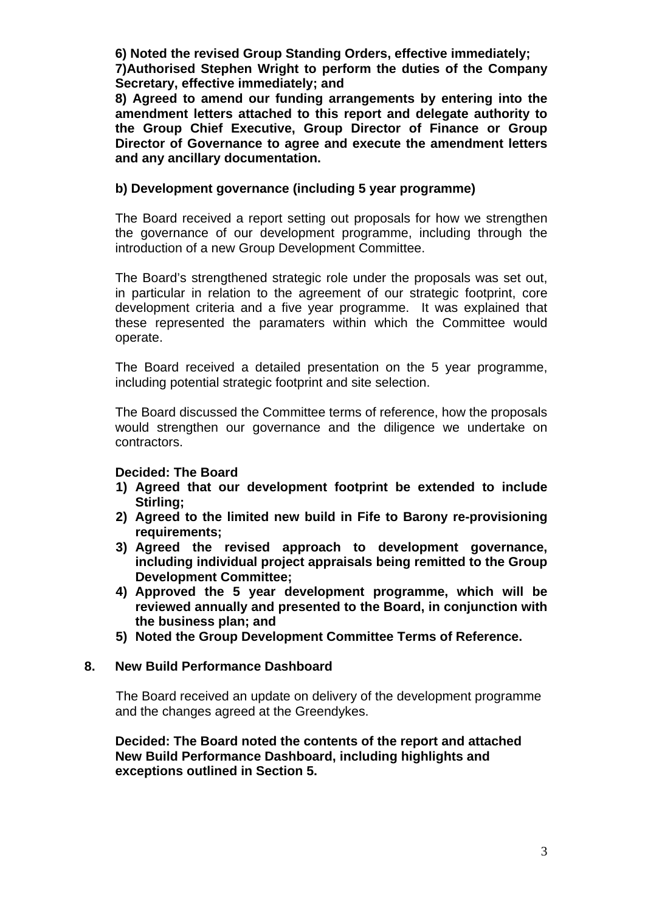**6) Noted the revised Group Standing Orders, effective immediately;**
**7)Authorised Stephen Wright to perform the duties of the Company Secretary, effective immediately; and**
**8) Agreed to amend our funding arrangements by entering into the amendment letters attached to this report and delegate authority to the Group Chief Executive, Group Director of Finance or Group Director of Governance to agree and execute the amendment letters and any ancillary documentation.**

**b) Development governance (including 5 year programme)**

The Board received a report setting out proposals for how we strengthen the governance of our development programme, including through the introduction of a new Group Development Committee.

The Board's strengthened strategic role under the proposals was set out, in particular in relation to the agreement of our strategic footprint, core development criteria and a five year programme. It was explained that these represented the paramaters within which the Committee would operate.

The Board received a detailed presentation on the 5 year programme, including potential strategic footprint and site selection.

The Board discussed the Committee terms of reference, how the proposals would strengthen our governance and the diligence we undertake on contractors.

**Decided: The Board**

1) **Agreed that our development footprint be extended to include Stirling;**
2) **Agreed to the limited new build in Fife to Barony re-provisioning requirements;**
3) **Agreed the revised approach to development governance, including individual project appraisals being remitted to the Group Development Committee;**
4) **Approved the 5 year development programme, which will be reviewed annually and presented to the Board, in conjunction with the business plan; and**
5) **Noted the Group Development Committee Terms of Reference.**

## 8. New Build Performance Dashboard

The Board received an update on delivery of the development programme and the changes agreed at the Greendykes.

**Decided: The Board noted the contents of the report and attached New Build Performance Dashboard, including highlights and exceptions outlined in Section 5.**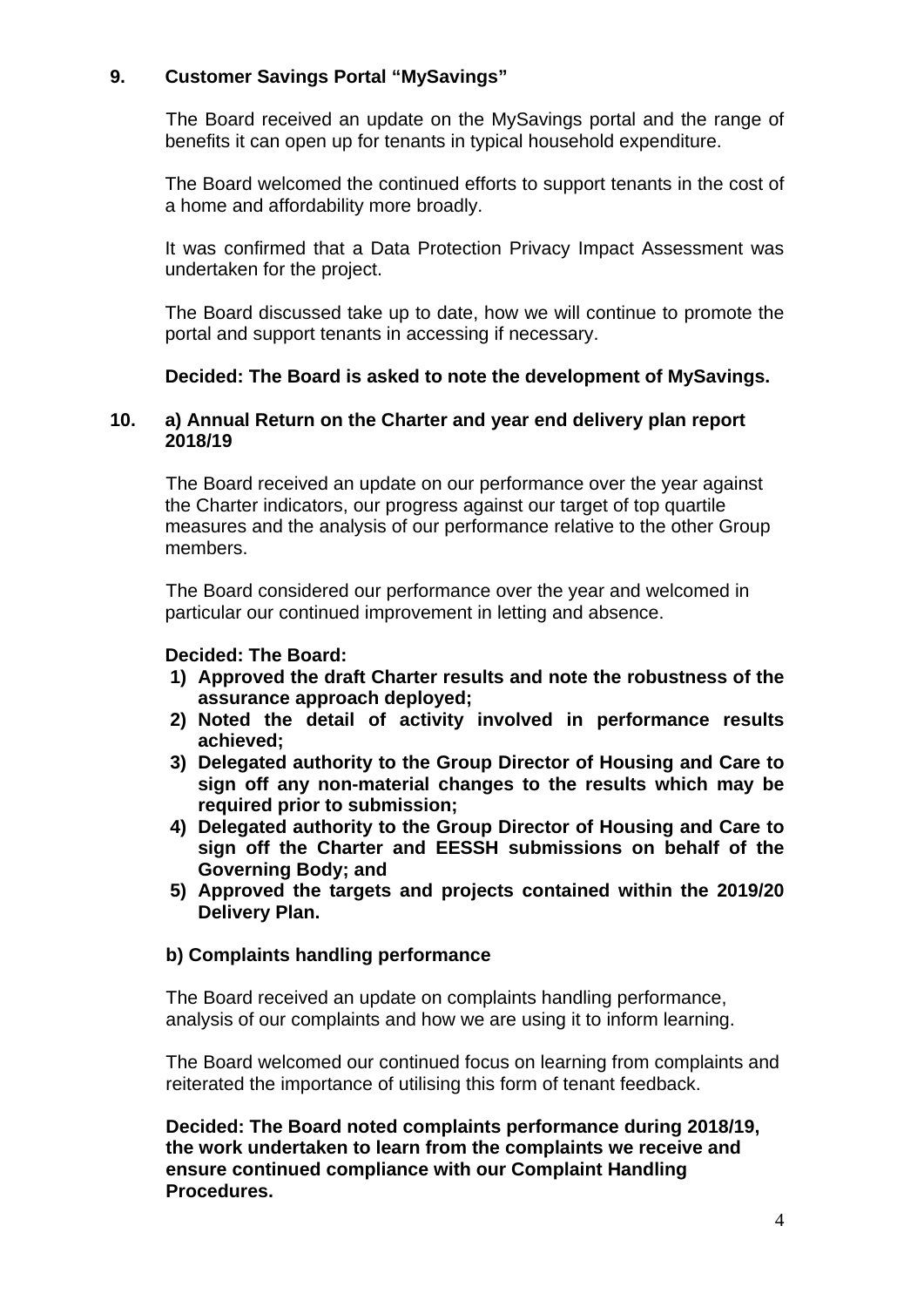## 9. Customer Savings Portal "MySavings"

The Board received an update on the MySavings portal and the range of benefits it can open up for tenants in typical household expenditure.

The Board welcomed the continued efforts to support tenants in the cost of a home and affordability more broadly.

It was confirmed that a Data Protection Privacy Impact Assessment was undertaken for the project.

The Board discussed take up to date, how we will continue to promote the portal and support tenants in accessing if necessary.

**Decided: The Board is asked to note the development of MySavings.**

## 10. a) Annual Return on the Charter and year end delivery plan report 2018/19

The Board received an update on our performance over the year against the Charter indicators, our progress against our target of top quartile measures and the analysis of our performance relative to the other Group members.

The Board considered our performance over the year and welcomed in particular our continued improvement in letting and absence.

**Decided: The Board:**

1) **Approved the draft Charter results and note the robustness of the assurance approach deployed;**
2) **Noted the detail of activity involved in performance results achieved;**
3) **Delegated authority to the Group Director of Housing and Care to sign off any non-material changes to the results which may be required prior to submission;**
4) **Delegated authority to the Group Director of Housing and Care to sign off the Charter and EESSH submissions on behalf of the Governing Body; and**
5) **Approved the targets and projects contained within the 2019/20 Delivery Plan.**

### b) Complaints handling performance

The Board received an update on complaints handling performance, analysis of our complaints and how we are using it to inform learning.

The Board welcomed our continued focus on learning from complaints and reiterated the importance of utilising this form of tenant feedback.

**Decided: The Board noted complaints performance during 2018/19, the work undertaken to learn from the complaints we receive and ensure continued compliance with our Complaint Handling Procedures.**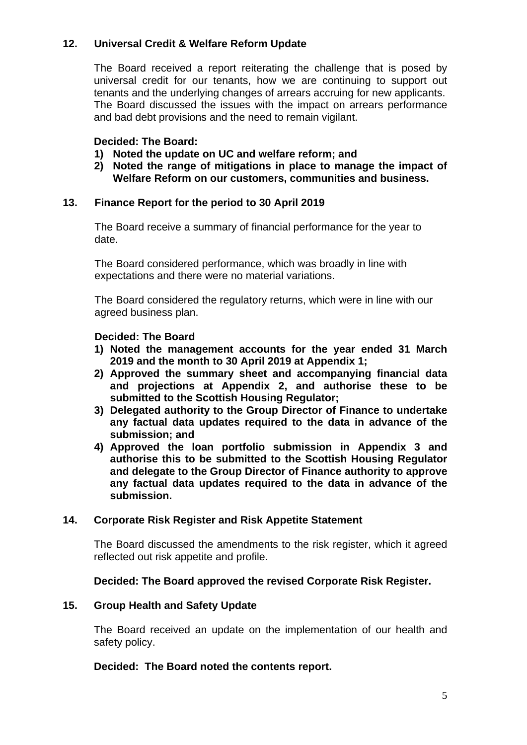## 12. Universal Credit & Welfare Reform Update

The Board received a report reiterating the challenge that is posed by universal credit for our tenants, how we are continuing to support out tenants and the underlying changes of arrears accruing for new applicants. The Board discussed the issues with the impact on arrears performance and bad debt provisions and the need to remain vigilant.

**Decided: The Board:**

1) **Noted the update on UC and welfare reform; and**
2) **Noted the range of mitigations in place to manage the impact of Welfare Reform on our customers, communities and business.**

## 13. Finance Report for the period to 30 April 2019

The Board receive a summary of financial performance for the year to date.

The Board considered performance, which was broadly in line with expectations and there were no material variations.

The Board considered the regulatory returns, which were in line with our agreed business plan.

**Decided: The Board**

1) **Noted the management accounts for the year ended 31 March 2019 and the month to 30 April 2019 at Appendix 1;**
2) **Approved the summary sheet and accompanying financial data and projections at Appendix 2, and authorise these to be submitted to the Scottish Housing Regulator;**
3) **Delegated authority to the Group Director of Finance to undertake any factual data updates required to the data in advance of the submission; and**
4) **Approved the loan portfolio submission in Appendix 3 and authorise this to be submitted to the Scottish Housing Regulator and delegate to the Group Director of Finance authority to approve any factual data updates required to the data in advance of the submission.**

## 14. Corporate Risk Register and Risk Appetite Statement

The Board discussed the amendments to the risk register, which it agreed reflected out risk appetite and profile.

**Decided: The Board approved the revised Corporate Risk Register.**

## 15. Group Health and Safety Update

The Board received an update on the implementation of our health and safety policy.

**Decided: The Board noted the contents report.**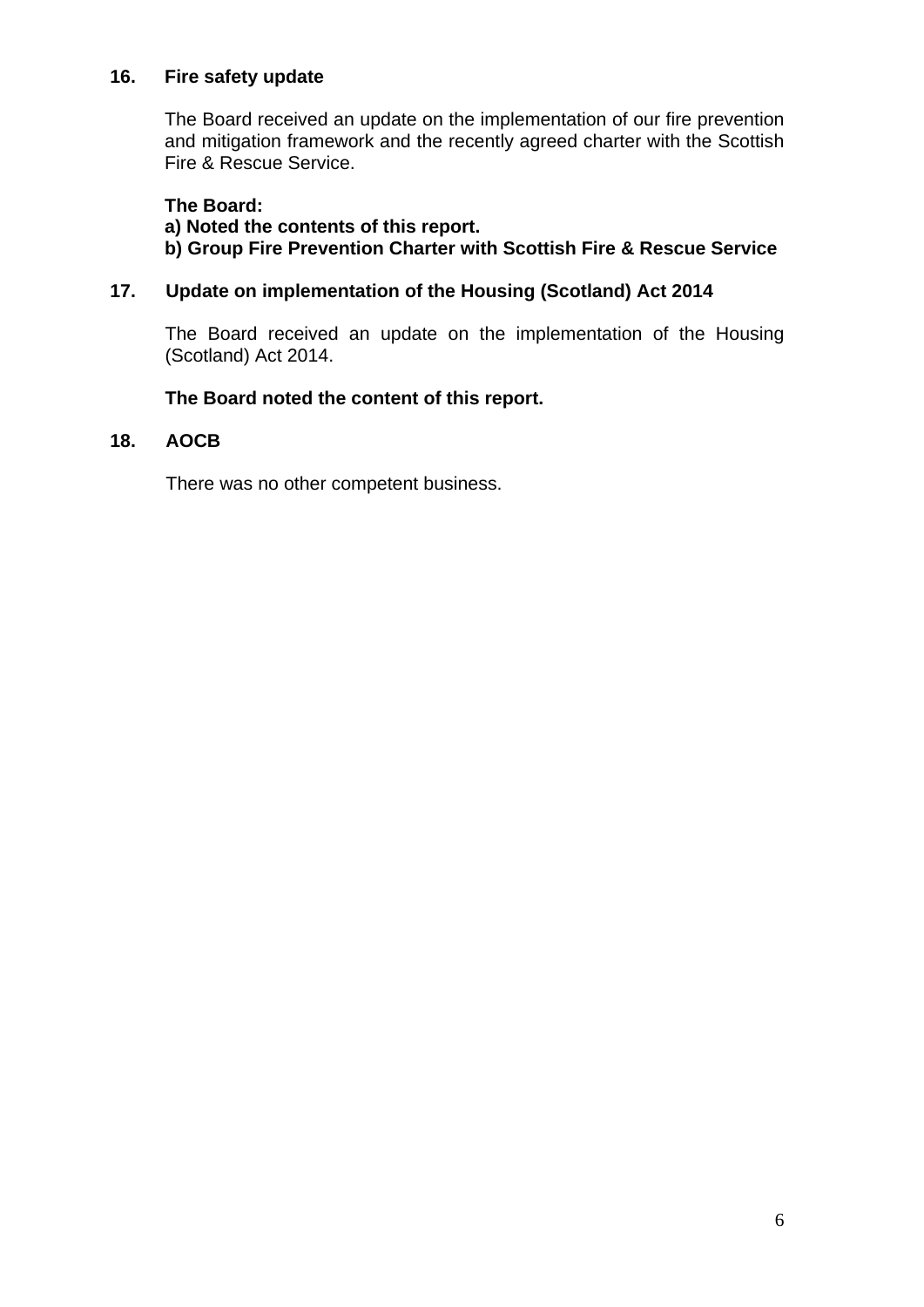**16. Fire safety update**

The Board received an update on the implementation of our fire prevention and mitigation framework and the recently agreed charter with the Scottish Fire & Rescue Service.

**The Board:**
**a) Noted the contents of this report.**
**b) Group Fire Prevention Charter with Scottish Fire & Rescue Service**

**17. Update on implementation of the Housing (Scotland) Act 2014**

The Board received an update on the implementation of the Housing (Scotland) Act 2014.

**The Board noted the content of this report.**

**18. AOCB**

There was no other competent business.